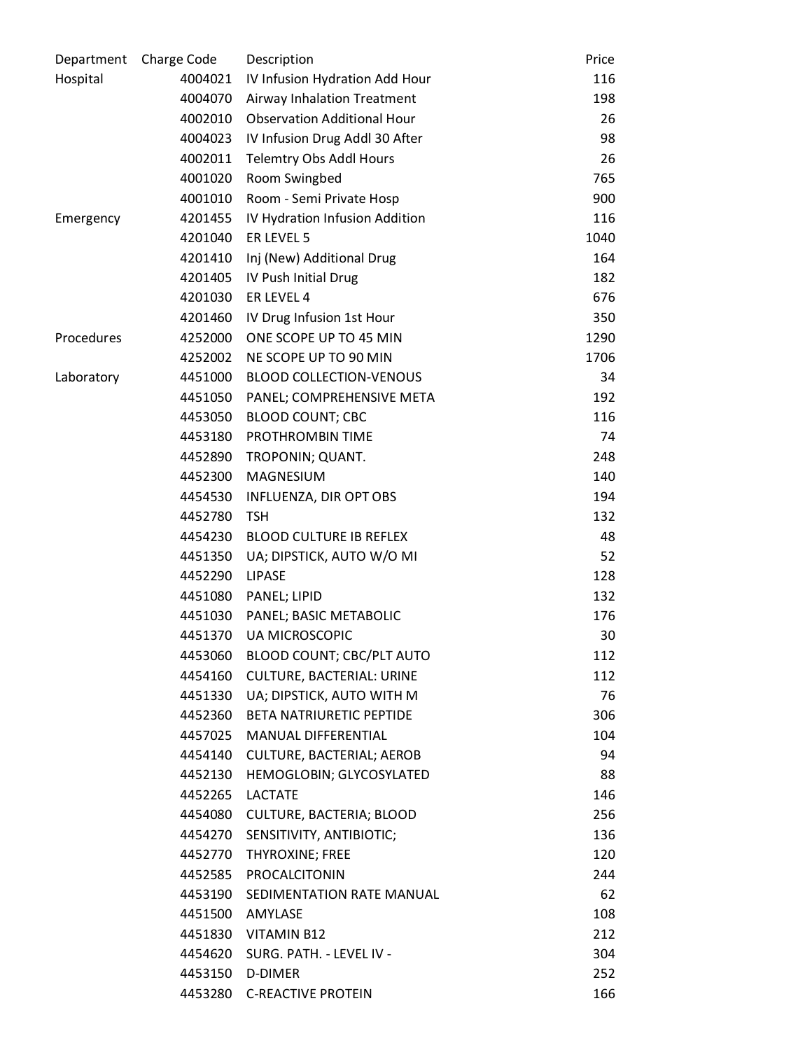| Department | Charge Code | Description | Price |
|---|---|---|---|
| Hospital | 4004021 | IV Infusion Hydration Add Hour | 116 |
| | 4004070 | Airway Inhalation Treatment | 198 |
| | 4002010 | Observation Additional Hour | 26 |
| | 4004023 | IV Infusion Drug Addl 30 After | 98 |
| | 4002011 | Telemtry Obs Addl Hours | 26 |
| | 4001020 | Room Swingbed | 765 |
| | 4001010 | Room - Semi Private Hosp | 900 |
| Emergency | 4201455 | IV Hydration Infusion Addition | 116 |
| | 4201040 | ER LEVEL 5 | 1040 |
| | 4201410 | Inj (New) Additional Drug | 164 |
| | 4201405 | IV Push Initial Drug | 182 |
| | 4201030 | ER LEVEL 4 | 676 |
| | 4201460 | IV Drug Infusion 1st Hour | 350 |
| Procedures | 4252000 | ONE SCOPE UP TO 45 MIN | 1290 |
| | 4252002 | NE SCOPE UP TO 90 MIN | 1706 |
| Laboratory | 4451000 | BLOOD COLLECTION-VENOUS | 34 |
| | 4451050 | PANEL; COMPREHENSIVE META | 192 |
| | 4453050 | BLOOD COUNT; CBC | 116 |
| | 4453180 | PROTHROMBIN TIME | 74 |
| | 4452890 | TROPONIN; QUANT. | 248 |
| | 4452300 | MAGNESIUM | 140 |
| | 4454530 | INFLUENZA, DIR OPT OBS | 194 |
| | 4452780 | TSH | 132 |
| | 4454230 | BLOOD CULTURE IB REFLEX | 48 |
| | 4451350 | UA; DIPSTICK, AUTO W/O MI | 52 |
| | 4452290 | LIPASE | 128 |
| | 4451080 | PANEL; LIPID | 132 |
| | 4451030 | PANEL; BASIC METABOLIC | 176 |
| | 4451370 | UA MICROSCOPIC | 30 |
| | 4453060 | BLOOD COUNT; CBC/PLT AUTO | 112 |
| | 4454160 | CULTURE, BACTERIAL: URINE | 112 |
| | 4451330 | UA; DIPSTICK, AUTO WITH M | 76 |
| | 4452360 | BETA NATRIURETIC PEPTIDE | 306 |
| | 4457025 | MANUAL DIFFERENTIAL | 104 |
| | 4454140 | CULTURE, BACTERIAL; AEROB | 94 |
| | 4452130 | HEMOGLOBIN; GLYCOSYLATED | 88 |
| | 4452265 | LACTATE | 146 |
| | 4454080 | CULTURE, BACTERIA; BLOOD | 256 |
| | 4454270 | SENSITIVITY, ANTIBIOTIC; | 136 |
| | 4452770 | THYROXINE; FREE | 120 |
| | 4452585 | PROCALCITONIN | 244 |
| | 4453190 | SEDIMENTATION RATE MANUAL | 62 |
| | 4451500 | AMYLASE | 108 |
| | 4451830 | VITAMIN B12 | 212 |
| | 4454620 | SURG. PATH. - LEVEL IV - | 304 |
| | 4453150 | D-DIMER | 252 |
| | 4453280 | C-REACTIVE PROTEIN | 166 |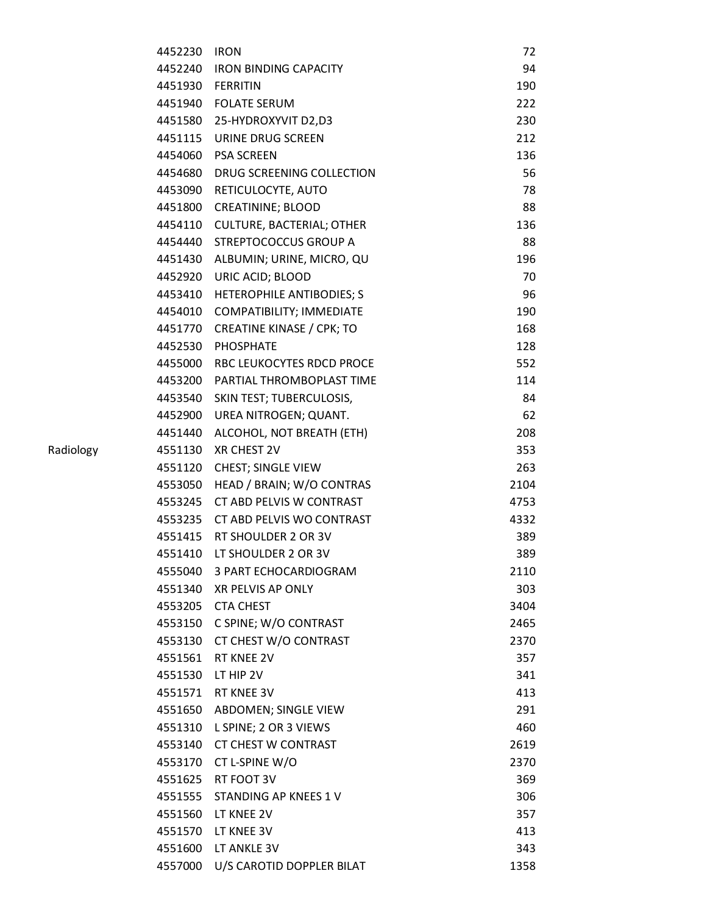| | | | |
|---|---|---|---|
| | 4452230 | IRON | 72 |
| | 4452240 | IRON BINDING CAPACITY | 94 |
| | 4451930 | FERRITIN | 190 |
| | 4451940 | FOLATE SERUM | 222 |
| | 4451580 | 25-HYDROXYVIT D2,D3 | 230 |
| | 4451115 | URINE DRUG SCREEN | 212 |
| | 4454060 | PSA SCREEN | 136 |
| | 4454680 | DRUG SCREENING COLLECTION | 56 |
| | 4453090 | RETICULOCYTE, AUTO | 78 |
| | 4451800 | CREATININE; BLOOD | 88 |
| | 4454110 | CULTURE, BACTERIAL; OTHER | 136 |
| | 4454440 | STREPTOCOCCUS GROUP A | 88 |
| | 4451430 | ALBUMIN; URINE, MICRO, QU | 196 |
| | 4452920 | URIC ACID; BLOOD | 70 |
| | 4453410 | HETEROPHILE ANTIBODIES; S | 96 |
| | 4454010 | COMPATIBILITY; IMMEDIATE | 190 |
| | 4451770 | CREATINE KINASE / CPK; TO | 168 |
| | 4452530 | PHOSPHATE | 128 |
| | 4455000 | RBC LEUKOCYTES RDCD PROCE | 552 |
| | 4453200 | PARTIAL THROMBOPLAST TIME | 114 |
| | 4453540 | SKIN TEST; TUBERCULOSIS, | 84 |
| | 4452900 | UREA NITROGEN; QUANT. | 62 |
| | 4451440 | ALCOHOL, NOT BREATH (ETH) | 208 |
| Radiology | 4551130 | XR CHEST 2V | 353 |
| | 4551120 | CHEST; SINGLE VIEW | 263 |
| | 4553050 | HEAD / BRAIN; W/O CONTRAS | 2104 |
| | 4553245 | CT ABD PELVIS W CONTRAST | 4753 |
| | 4553235 | CT ABD PELVIS WO CONTRAST | 4332 |
| | 4551415 | RT SHOULDER 2 OR 3V | 389 |
| | 4551410 | LT SHOULDER 2 OR 3V | 389 |
| | 4555040 | 3 PART ECHOCARDIOGRAM | 2110 |
| | 4551340 | XR PELVIS AP ONLY | 303 |
| | 4553205 | CTA CHEST | 3404 |
| | 4553150 | C SPINE; W/O CONTRAST | 2465 |
| | 4553130 | CT CHEST W/O CONTRAST | 2370 |
| | 4551561 | RT KNEE 2V | 357 |
| | 4551530 | LT HIP 2V | 341 |
| | 4551571 | RT KNEE 3V | 413 |
| | 4551650 | ABDOMEN; SINGLE VIEW | 291 |
| | 4551310 | L SPINE; 2 OR 3 VIEWS | 460 |
| | 4553140 | CT CHEST W CONTRAST | 2619 |
| | 4553170 | CT L-SPINE W/O | 2370 |
| | 4551625 | RT FOOT 3V | 369 |
| | 4551555 | STANDING AP KNEES 1 V | 306 |
| | 4551560 | LT KNEE 2V | 357 |
| | 4551570 | LT KNEE 3V | 413 |
| | 4551600 | LT ANKLE 3V | 343 |
| | 4557000 | U/S CAROTID DOPPLER BILAT | 1358 |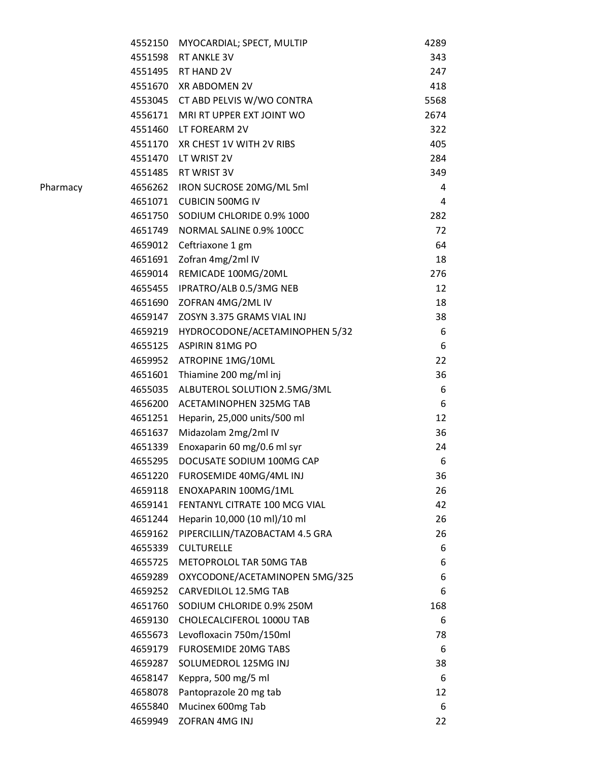| | | | |
|---|---|---|---|
| | 4552150 | MYOCARDIAL; SPECT, MULTIP | 4289 |
| | 4551598 | RT ANKLE 3V | 343 |
| | 4551495 | RT HAND 2V | 247 |
| | 4551670 | XR ABDOMEN 2V | 418 |
| | 4553045 | CT ABD PELVIS W/WO CONTRA | 5568 |
| | 4556171 | MRI RT UPPER EXT JOINT WO | 2674 |
| | 4551460 | LT FOREARM 2V | 322 |
| | 4551170 | XR CHEST 1V WITH 2V RIBS | 405 |
| | 4551470 | LT WRIST 2V | 284 |
| | 4551485 | RT WRIST 3V | 349 |
| Pharmacy | 4656262 | IRON SUCROSE 20MG/ML 5ml | 4 |
| | 4651071 | CUBICIN 500MG IV | 4 |
| | 4651750 | SODIUM CHLORIDE 0.9% 1000 | 282 |
| | 4651749 | NORMAL SALINE 0.9% 100CC | 72 |
| | 4659012 | Ceftriaxone 1 gm | 64 |
| | 4651691 | Zofran 4mg/2ml IV | 18 |
| | 4659014 | REMICADE 100MG/20ML | 276 |
| | 4655455 | IPRATRO/ALB 0.5/3MG NEB | 12 |
| | 4651690 | ZOFRAN 4MG/2ML IV | 18 |
| | 4659147 | ZOSYN 3.375 GRAMS VIAL INJ | 38 |
| | 4659219 | HYDROCODONE/ACETAMINOPHEN 5/32 | 6 |
| | 4655125 | ASPIRIN 81MG PO | 6 |
| | 4659952 | ATROPINE 1MG/10ML | 22 |
| | 4651601 | Thiamine 200 mg/ml inj | 36 |
| | 4655035 | ALBUTEROL SOLUTION 2.5MG/3ML | 6 |
| | 4656200 | ACETAMINOPHEN 325MG TAB | 6 |
| | 4651251 | Heparin, 25,000 units/500 ml | 12 |
| | 4651637 | Midazolam 2mg/2ml IV | 36 |
| | 4651339 | Enoxaparin 60 mg/0.6 ml syr | 24 |
| | 4655295 | DOCUSATE SODIUM 100MG CAP | 6 |
| | 4651220 | FUROSEMIDE 40MG/4ML INJ | 36 |
| | 4659118 | ENOXAPARIN 100MG/1ML | 26 |
| | 4659141 | FENTANYL CITRATE 100 MCG VIAL | 42 |
| | 4651244 | Heparin 10,000 (10 ml)/10 ml | 26 |
| | 4659162 | PIPERCILLIN/TAZOBACTAM 4.5 GRA | 26 |
| | 4655339 | CULTURELLE | 6 |
| | 4655725 | METOPROLOL TAR 50MG TAB | 6 |
| | 4659289 | OXYCODONE/ACETAMINOPEN 5MG/325 | 6 |
| | 4659252 | CARVEDILOL 12.5MG TAB | 6 |
| | 4651760 | SODIUM CHLORIDE 0.9% 250M | 168 |
| | 4659130 | CHOLECALCIFEROL 1000U TAB | 6 |
| | 4655673 | Levofloxacin 750m/150ml | 78 |
| | 4659179 | FUROSEMIDE 20MG TABS | 6 |
| | 4659287 | SOLUMEDROL 125MG INJ | 38 |
| | 4658147 | Keppra, 500 mg/5 ml | 6 |
| | 4658078 | Pantoprazole 20 mg tab | 12 |
| | 4655840 | Mucinex 600mg Tab | 6 |
| | 4659949 | ZOFRAN 4MG INJ | 22 |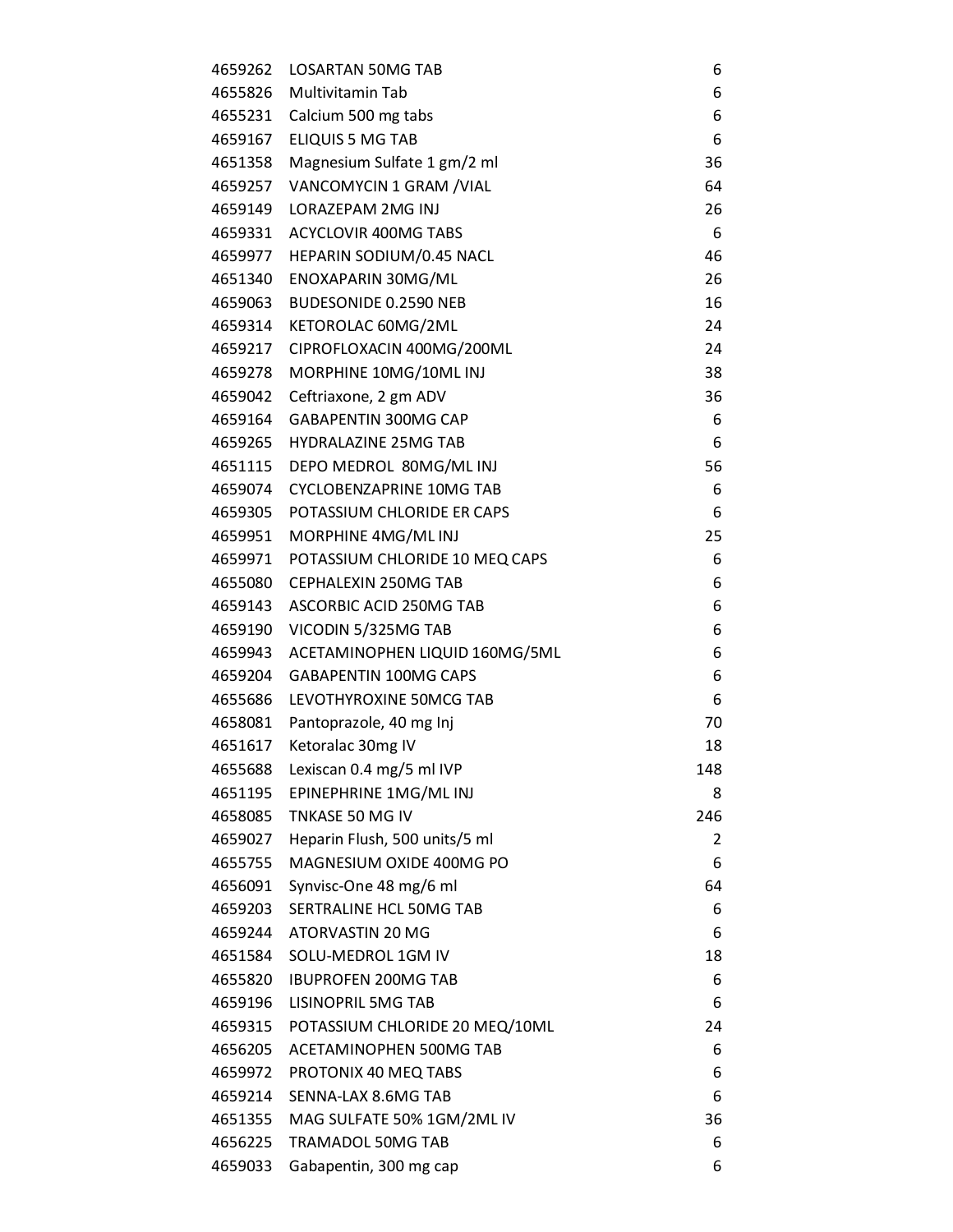| | | |
|---|---|---|
| 4659262 | LOSARTAN 50MG TAB | 6 |
| 4655826 | Multivitamin Tab | 6 |
| 4655231 | Calcium 500 mg tabs | 6 |
| 4659167 | ELIQUIS 5 MG TAB | 6 |
| 4651358 | Magnesium Sulfate 1 gm/2 ml | 36 |
| 4659257 | VANCOMYCIN 1 GRAM /VIAL | 64 |
| 4659149 | LORAZEPAM 2MG INJ | 26 |
| 4659331 | ACYCLOVIR 400MG TABS | 6 |
| 4659977 | HEPARIN SODIUM/0.45 NACL | 46 |
| 4651340 | ENOXAPARIN 30MG/ML | 26 |
| 4659063 | BUDESONIDE 0.2590 NEB | 16 |
| 4659314 | KETOROLAC 60MG/2ML | 24 |
| 4659217 | CIPROFLOXACIN 400MG/200ML | 24 |
| 4659278 | MORPHINE 10MG/10ML INJ | 38 |
| 4659042 | Ceftriaxone, 2 gm ADV | 36 |
| 4659164 | GABAPENTIN 300MG CAP | 6 |
| 4659265 | HYDRALAZINE 25MG TAB | 6 |
| 4651115 | DEPO MEDROL 80MG/ML INJ | 56 |
| 4659074 | CYCLOBENZAPRINE 10MG TAB | 6 |
| 4659305 | POTASSIUM CHLORIDE ER CAPS | 6 |
| 4659951 | MORPHINE 4MG/ML INJ | 25 |
| 4659971 | POTASSIUM CHLORIDE 10 MEQ CAPS | 6 |
| 4655080 | CEPHALEXIN 250MG TAB | 6 |
| 4659143 | ASCORBIC ACID 250MG TAB | 6 |
| 4659190 | VICODIN 5/325MG TAB | 6 |
| 4659943 | ACETAMINOPHEN LIQUID 160MG/5ML | 6 |
| 4659204 | GABAPENTIN 100MG CAPS | 6 |
| 4655686 | LEVOTHYROXINE 50MCG TAB | 6 |
| 4658081 | Pantoprazole, 40 mg Inj | 70 |
| 4651617 | Ketoralac 30mg IV | 18 |
| 4655688 | Lexiscan 0.4 mg/5 ml IVP | 148 |
| 4651195 | EPINEPHRINE 1MG/ML INJ | 8 |
| 4658085 | TNKASE 50 MG IV | 246 |
| 4659027 | Heparin Flush, 500 units/5 ml | 2 |
| 4655755 | MAGNESIUM OXIDE 400MG PO | 6 |
| 4656091 | Synvisc-One 48 mg/6 ml | 64 |
| 4659203 | SERTRALINE HCL 50MG TAB | 6 |
| 4659244 | ATORVASTIN 20 MG | 6 |
| 4651584 | SOLU-MEDROL 1GM IV | 18 |
| 4655820 | IBUPROFEN 200MG TAB | 6 |
| 4659196 | LISINOPRIL 5MG TAB | 6 |
| 4659315 | POTASSIUM CHLORIDE 20 MEQ/10ML | 24 |
| 4656205 | ACETAMINOPHEN 500MG TAB | 6 |
| 4659972 | PROTONIX 40 MEQ TABS | 6 |
| 4659214 | SENNA-LAX 8.6MG TAB | 6 |
| 4651355 | MAG SULFATE 50% 1GM/2ML IV | 36 |
| 4656225 | TRAMADOL 50MG TAB | 6 |
| 4659033 | Gabapentin, 300 mg cap | 6 |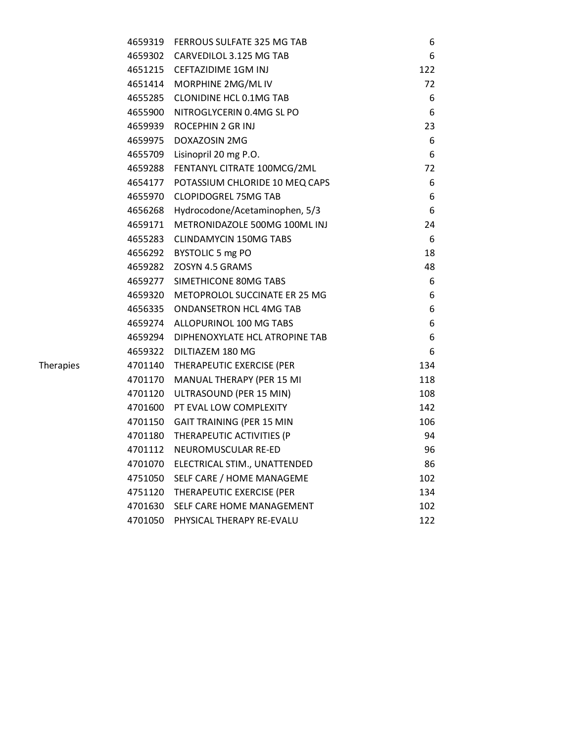| | | | |
|---|---|---|---|
| | 4659319 | FERROUS SULFATE 325 MG TAB | 6 |
| | 4659302 | CARVEDILOL 3.125 MG TAB | 6 |
| | 4651215 | CEFTAZIDIME 1GM INJ | 122 |
| | 4651414 | MORPHINE 2MG/ML IV | 72 |
| | 4655285 | CLONIDINE HCL 0.1MG TAB | 6 |
| | 4655900 | NITROGLYCERIN 0.4MG SL PO | 6 |
| | 4659939 | ROCEPHIN 2 GR INJ | 23 |
| | 4659975 | DOXAZOSIN 2MG | 6 |
| | 4655709 | Lisinopril 20 mg P.O. | 6 |
| | 4659288 | FENTANYL CITRATE 100MCG/2ML | 72 |
| | 4654177 | POTASSIUM CHLORIDE 10 MEQ CAPS | 6 |
| | 4655970 | CLOPIDOGREL 75MG TAB | 6 |
| | 4656268 | Hydrocodone/Acetaminophen, 5/3 | 6 |
| | 4659171 | METRONIDAZOLE 500MG 100ML INJ | 24 |
| | 4655283 | CLINDAMYCIN 150MG TABS | 6 |
| | 4656292 | BYSTOLIC 5 mg PO | 18 |
| | 4659282 | ZOSYN 4.5 GRAMS | 48 |
| | 4659277 | SIMETHICONE 80MG TABS | 6 |
| | 4659320 | METOPROLOL SUCCINATE ER 25 MG | 6 |
| | 4656335 | ONDANSETRON HCL 4MG TAB | 6 |
| | 4659274 | ALLOPURINOL 100 MG TABS | 6 |
| | 4659294 | DIPHENOXYLATE HCL ATROPINE TAB | 6 |
| | 4659322 | DILTIAZEM 180 MG | 6 |
| Therapies | 4701140 | THERAPEUTIC EXERCISE (PER | 134 |
| | 4701170 | MANUAL THERAPY (PER 15 MI | 118 |
| | 4701120 | ULTRASOUND (PER 15 MIN) | 108 |
| | 4701600 | PT EVAL LOW COMPLEXITY | 142 |
| | 4701150 | GAIT TRAINING (PER 15 MIN | 106 |
| | 4701180 | THERAPEUTIC ACTIVITIES (P | 94 |
| | 4701112 | NEUROMUSCULAR RE-ED | 96 |
| | 4701070 | ELECTRICAL STIM., UNATTENDED | 86 |
| | 4751050 | SELF CARE / HOME MANAGEME | 102 |
| | 4751120 | THERAPEUTIC EXERCISE (PER | 134 |
| | 4701630 | SELF CARE HOME MANAGEMENT | 102 |
| | 4701050 | PHYSICAL THERAPY RE-EVALU | 122 |